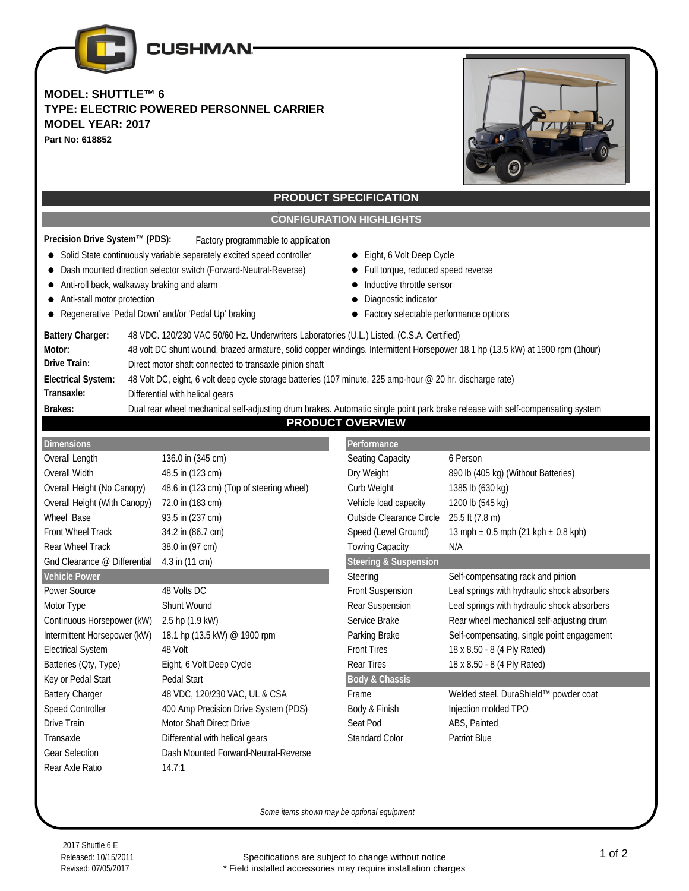CUSHMAN

**MODEL: SHUTTLE™ 6**
**TYPE: ELECTRIC POWERED PERSONNEL CARRIER**
**MODEL YEAR: 2017**
**Part No: 618852**

## PRODUCT SPECIFICATION

### CONFIGURATION HIGHLIGHTS

**Precision Drive System™ (PDS):** Factory programmable to application

- Solid State continuously variable separately excited speed controller
- Dash mounted direction selector switch (Forward-Neutral-Reverse)
- Anti-roll back, walkaway braking and alarm
- Anti-stall motor protection
- Regenerative 'Pedal Down' and/or 'Pedal Up' braking
- Eight, 6 Volt Deep Cycle
- Full torque, reduced speed reverse
- Inductive throttle sensor
- Diagnostic indicator
- Factory selectable performance options

**Battery Charger:** 48 VDC. 120/230 VAC 50/60 Hz. Underwriters Laboratories (U.L.) Listed, (C.S.A. Certified)

**Motor:** 48 volt DC shunt wound, brazed armature, solid copper windings. Intermittent Horsepower 18.1 hp (13.5 kW) at 1900 rpm (1hour)

**Drive Train:** Direct motor shaft connected to transaxle pinion shaft

**Electrical System:** 48 Volt DC, eight, 6 volt deep cycle storage batteries (107 minute, 225 amp-hour @ 20 hr. discharge rate)

**Transaxle:** Differential with helical gears

**Brakes:** Dual rear wheel mechanical self-adjusting drum brakes. Automatic single point park brake release with self-compensating system

## PRODUCT OVERVIEW

| Dimensions | |
|---|---|
| Overall Length | 136.0 in (345 cm) |
| Overall Width | 48.5 in (123 cm) |
| Overall Height (No Canopy) | 48.6 in (123 cm) (Top of steering wheel) |
| Overall Height (With Canopy) | 72.0 in (183 cm) |
| Wheel Base | 93.5 in (237 cm) |
| Front Wheel Track | 34.2 in (86.7 cm) |
| Rear Wheel Track | 38.0 in (97 cm) |
| Gnd Clearance @ Differential | 4.3 in (11 cm) |

| Vehicle Power | |
|---|---|
| Power Source | 48 Volts DC |
| Motor Type | Shunt Wound |
| Continuous Horsepower (kW) | 2.5 hp (1.9 kW) |
| Intermittent Horsepower (kW) | 18.1 hp (13.5 kW) @ 1900 rpm |
| Electrical System | 48 Volt |
| Batteries (Qty, Type) | Eight, 6 Volt Deep Cycle |
| Key or Pedal Start | Pedal Start |
| Battery Charger | 48 VDC, 120/230 VAC, UL & CSA |
| Speed Controller | 400 Amp Precision Drive System (PDS) |
| Drive Train | Motor Shaft Direct Drive |
| Transaxle | Differential with helical gears |
| Gear Selection | Dash Mounted Forward-Neutral-Reverse |
| Rear Axle Ratio | 14.7:1 |

| Performance | |
|---|---|
| Seating Capacity | 6 Person |
| Dry Weight | 890 lb (405 kg) (Without Batteries) |
| Curb Weight | 1385 lb (630 kg) |
| Vehicle load capacity | 1200 lb (545 kg) |
| Outside Clearance Circle | 25.5 ft (7.8 m) |
| Speed (Level Ground) | 13 mph ± 0.5 mph (21 kph ± 0.8 kph) |
| Towing Capacity | N/A |

| Steering & Suspension | |
|---|---|
| Steering | Self-compensating rack and pinion |
| Front Suspension | Leaf springs with hydraulic shock absorbers |
| Rear Suspension | Leaf springs with hydraulic shock absorbers |
| Service Brake | Rear wheel mechanical self-adjusting drum |
| Parking Brake | Self-compensating, single point engagement |
| Front Tires | 18 x 8.50 - 8 (4 Ply Rated) |
| Rear Tires | 18 x 8.50 - 8 (4 Ply Rated) |

| Body & Chassis | |
|---|---|
| Frame | Welded steel. DuraShield™ powder coat |
| Body & Finish | Injection molded TPO |
| Seat Pod | ABS, Painted |
| Standard Color | Patriot Blue |

*Some items shown may be optional equipment*

2017 Shuttle 6 E
Released: 10/15/2011
Revised: 07/05/2017

Specifications are subject to change without notice
* Field installed accessories may require installation charges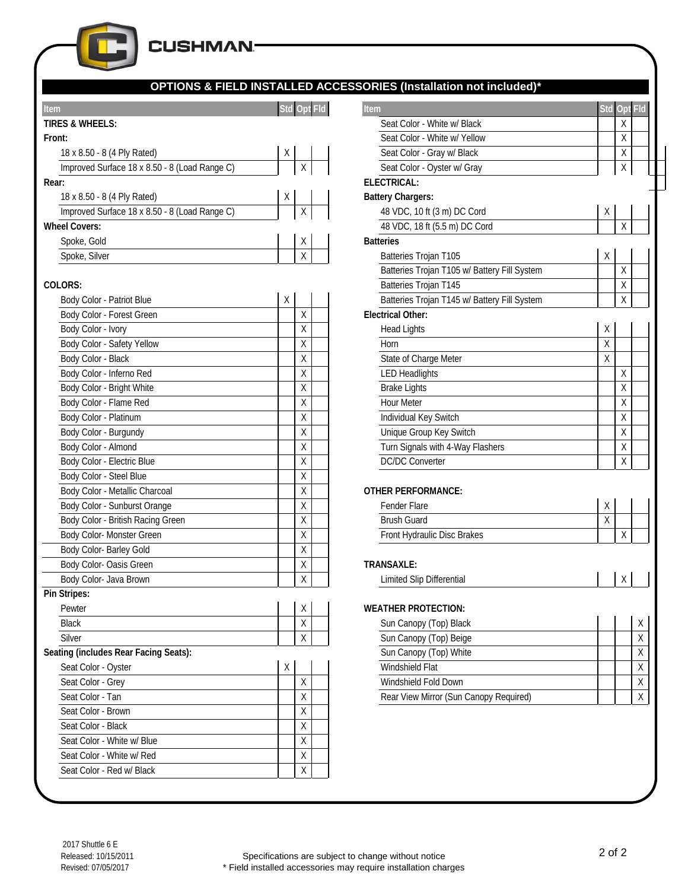## OPTIONS & FIELD INSTALLED ACCESSORIES (Installation not included)*

| Item | Std | Opt | Fld |
|---|---|---|---|
| **TIRES & WHEELS:** | | | |
| **Front:** | | | |
| 18 x 8.50 - 8 (4 Ply Rated) | X | | |
| Improved Surface 18 x 8.50 - 8 (Load Range C) | | X | |
| **Rear:** | | | |
| 18 x 8.50 - 8 (4 Ply Rated) | X | | |
| Improved Surface 18 x 8.50 - 8 (Load Range C) | | X | |
| **Wheel Covers:** | | | |
| Spoke, Gold | | X | |
| Spoke, Silver | | X | |
| **COLORS:** | | | |
| Body Color - Patriot Blue | X | | |
| Body Color - Forest Green | | X | |
| Body Color - Ivory | | X | |
| Body Color - Safety Yellow | | X | |
| Body Color - Black | | X | |
| Body Color - Inferno Red | | X | |
| Body Color - Bright White | | X | |
| Body Color - Flame Red | | X | |
| Body Color - Platinum | | X | |
| Body Color - Burgundy | | X | |
| Body Color - Almond | | X | |
| Body Color - Electric Blue | | X | |
| Body Color - Steel Blue | | X | |
| Body Color - Metallic Charcoal | | X | |
| Body Color - Sunburst Orange | | X | |
| Body Color - British Racing Green | | X | |
| Body Color- Monster Green | | X | |
| Body Color- Barley Gold | | X | |
| Body Color- Oasis Green | | X | |
| Body Color- Java Brown | | X | |
| **Pin Stripes:** | | | |
| Pewter | | X | |
| Black | | X | |
| Silver | | X | |
| **Seating (includes Rear Facing Seats):** | | | |
| Seat Color - Oyster | X | | |
| Seat Color - Grey | | X | |
| Seat Color - Tan | | X | |
| Seat Color - Brown | | X | |
| Seat Color - Black | | X | |
| Seat Color - White w/ Blue | | X | |
| Seat Color - White w/ Red | | X | |
| Seat Color - Red w/ Black | | X | |
| Seat Color - White w/ Black | | X | |
| Seat Color - White w/ Yellow | | X | |
| Seat Color - Gray w/ Black | | X | |
| Seat Color - Oyster w/ Gray | | X | |
| **ELECTRICAL:** | | | |
| **Battery Chargers:** | | | |
| 48 VDC, 10 ft (3 m) DC Cord | X | | |
| 48 VDC, 18 ft (5.5 m) DC Cord | | X | |
| **Batteries** | | | |
| Batteries Trojan T105 | X | | |
| Batteries Trojan T105 w/ Battery Fill System | | X | |
| Batteries Trojan T145 | | X | |
| Batteries Trojan T145 w/ Battery Fill System | | X | |
| **Electrical Other:** | | | |
| Head Lights | X | | |
| Horn | X | | |
| State of Charge Meter | X | | |
| LED Headlights | | X | |
| Brake Lights | | X | |
| Hour Meter | | X | |
| Individual Key Switch | | X | |
| Unique Group Key Switch | | X | |
| Turn Signals with 4-Way Flashers | | X | |
| DC/DC Converter | | X | |
| **OTHER PERFORMANCE:** | | | |
| Fender Flare | X | | |
| Brush Guard | X | | |
| Front Hydraulic Disc Brakes | | X | |
| **TRANSAXLE:** | | | |
| Limited Slip Differential | | X | |
| **WEATHER PROTECTION:** | | | |
| Sun Canopy (Top) Black | | | X |
| Sun Canopy (Top) Beige | | | X |
| Sun Canopy (Top) White | | | X |
| Windshield Flat | | | X |
| Windshield Fold Down | | | X |
| Rear View Mirror (Sun Canopy Required) | | | X |

2017 Shuttle 6 E
Released: 10/15/2011
Revised: 07/05/2017

Specifications are subject to change without notice
* Field installed accessories may require installation charges